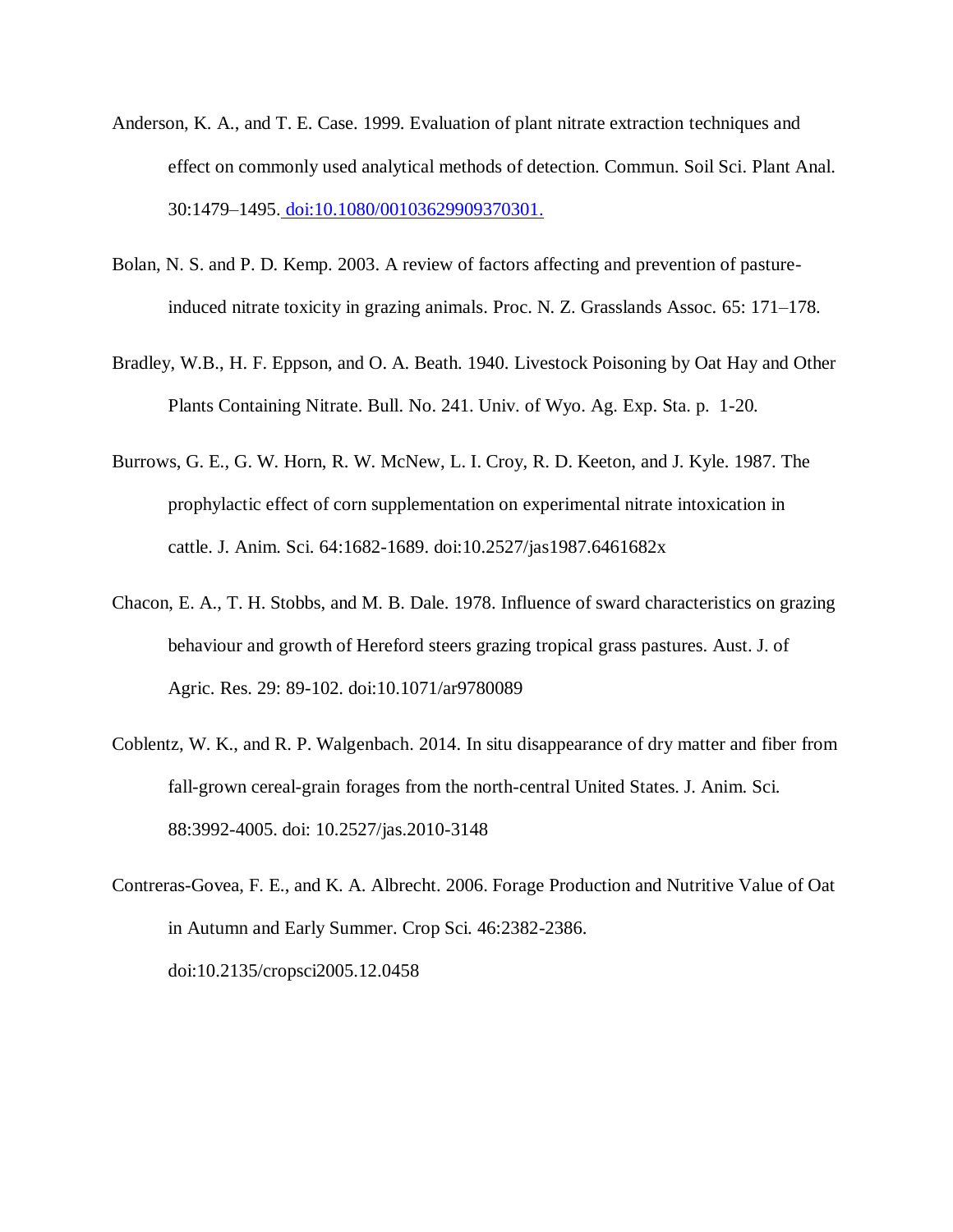Anderson, K. A., and T. E. Case. 1999. Evaluation of plant nitrate extraction techniques and effect on commonly used analytical methods of detection. Commun. Soil Sci. Plant Anal. 30:1479–1495. doi:10.1080/00103629909370301.

Bolan, N. S. and P. D. Kemp. 2003. A review of factors affecting and prevention of pasture-induced nitrate toxicity in grazing animals. Proc. N. Z. Grasslands Assoc. 65: 171–178.

Bradley, W.B., H. F. Eppson, and O. A. Beath. 1940. Livestock Poisoning by Oat Hay and Other Plants Containing Nitrate. Bull. No. 241. Univ. of Wyo. Ag. Exp. Sta. p. 1-20.

Burrows, G. E., G. W. Horn, R. W. McNew, L. I. Croy, R. D. Keeton, and J. Kyle. 1987. The prophylactic effect of corn supplementation on experimental nitrate intoxication in cattle. J. Anim. Sci. 64:1682-1689. doi:10.2527/jas1987.6461682x

Chacon, E. A., T. H. Stobbs, and M. B. Dale. 1978. Influence of sward characteristics on grazing behaviour and growth of Hereford steers grazing tropical grass pastures. Aust. J. of Agric. Res. 29: 89-102. doi:10.1071/ar9780089

Coblentz, W. K., and R. P. Walgenbach. 2014. In situ disappearance of dry matter and fiber from fall-grown cereal-grain forages from the north-central United States. J. Anim. Sci. 88:3992-4005. doi: 10.2527/jas.2010-3148

Contreras-Govea, F. E., and K. A. Albrecht. 2006. Forage Production and Nutritive Value of Oat in Autumn and Early Summer. Crop Sci. 46:2382-2386. doi:10.2135/cropsci2005.12.0458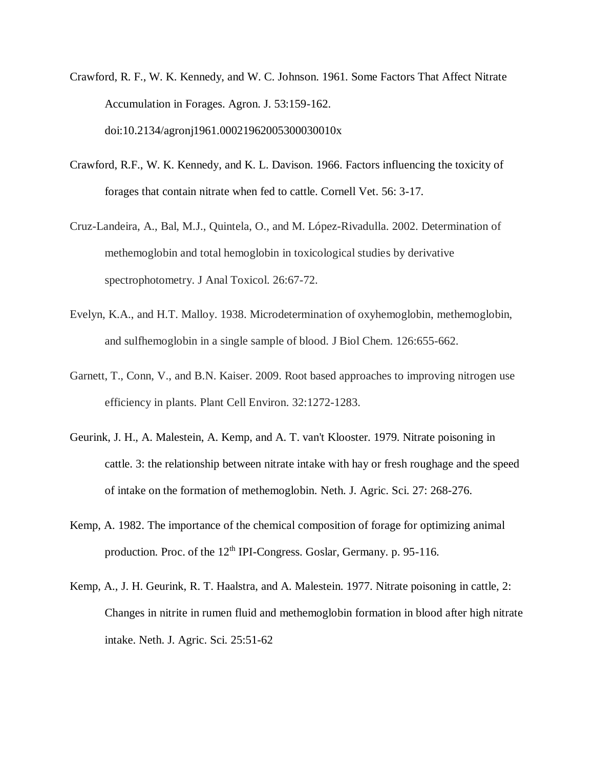Crawford, R. F., W. K. Kennedy, and W. C. Johnson. 1961. Some Factors That Affect Nitrate Accumulation in Forages. Agron. J. 53:159-162. doi:10.2134/agronj1961.00021962005300030010x

Crawford, R.F., W. K. Kennedy, and K. L. Davison. 1966. Factors influencing the toxicity of forages that contain nitrate when fed to cattle. Cornell Vet. 56: 3-17.

Cruz-Landeira, A., Bal, M.J., Quintela, O., and M. López-Rivadulla. 2002. Determination of methemoglobin and total hemoglobin in toxicological studies by derivative spectrophotometry. J Anal Toxicol. 26:67-72.

Evelyn, K.A., and H.T. Malloy. 1938. Microdetermination of oxyhemoglobin, methemoglobin, and sulfhemoglobin in a single sample of blood. J Biol Chem. 126:655-662.

Garnett, T., Conn, V., and B.N. Kaiser. 2009. Root based approaches to improving nitrogen use efficiency in plants. Plant Cell Environ. 32:1272-1283.

Geurink, J. H., A. Malestein, A. Kemp, and A. T. van't Klooster. 1979. Nitrate poisoning in cattle. 3: the relationship between nitrate intake with hay or fresh roughage and the speed of intake on the formation of methemoglobin. Neth. J. Agric. Sci. 27: 268-276.

Kemp, A. 1982. The importance of the chemical composition of forage for optimizing animal production. Proc. of the 12th IPI-Congress. Goslar, Germany. p. 95-116.

Kemp, A., J. H. Geurink, R. T. Haalstra, and A. Malestein. 1977. Nitrate poisoning in cattle, 2: Changes in nitrite in rumen fluid and methemoglobin formation in blood after high nitrate intake. Neth. J. Agric. Sci. 25:51-62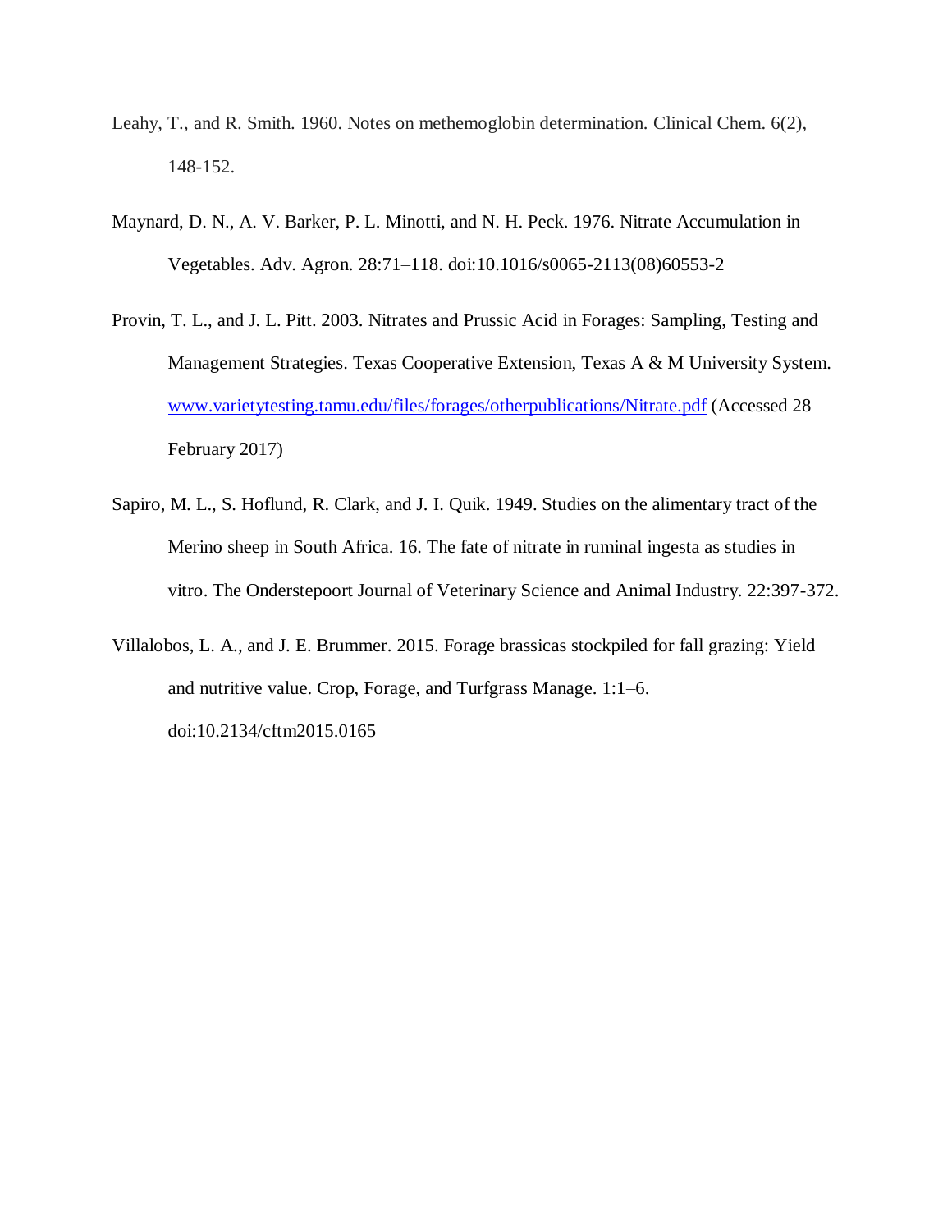Leahy, T., and R. Smith. 1960. Notes on methemoglobin determination. Clinical Chem. 6(2), 148-152.

Maynard, D. N., A. V. Barker, P. L. Minotti, and N. H. Peck. 1976. Nitrate Accumulation in Vegetables. Adv. Agron. 28:71–118. doi:10.1016/s0065-2113(08)60553-2

Provin, T. L., and J. L. Pitt. 2003. Nitrates and Prussic Acid in Forages: Sampling, Testing and Management Strategies. Texas Cooperative Extension, Texas A & M University System. www.varietytesting.tamu.edu/files/forages/otherpublications/Nitrate.pdf (Accessed 28 February 2017)

Sapiro, M. L., S. Hoflund, R. Clark, and J. I. Quik. 1949. Studies on the alimentary tract of the Merino sheep in South Africa. 16. The fate of nitrate in ruminal ingesta as studies in vitro. The Onderstepoort Journal of Veterinary Science and Animal Industry. 22:397-372.

Villalobos, L. A., and J. E. Brummer. 2015. Forage brassicas stockpiled for fall grazing: Yield and nutritive value. Crop, Forage, and Turfgrass Manage. 1:1–6. doi:10.2134/cftm2015.0165